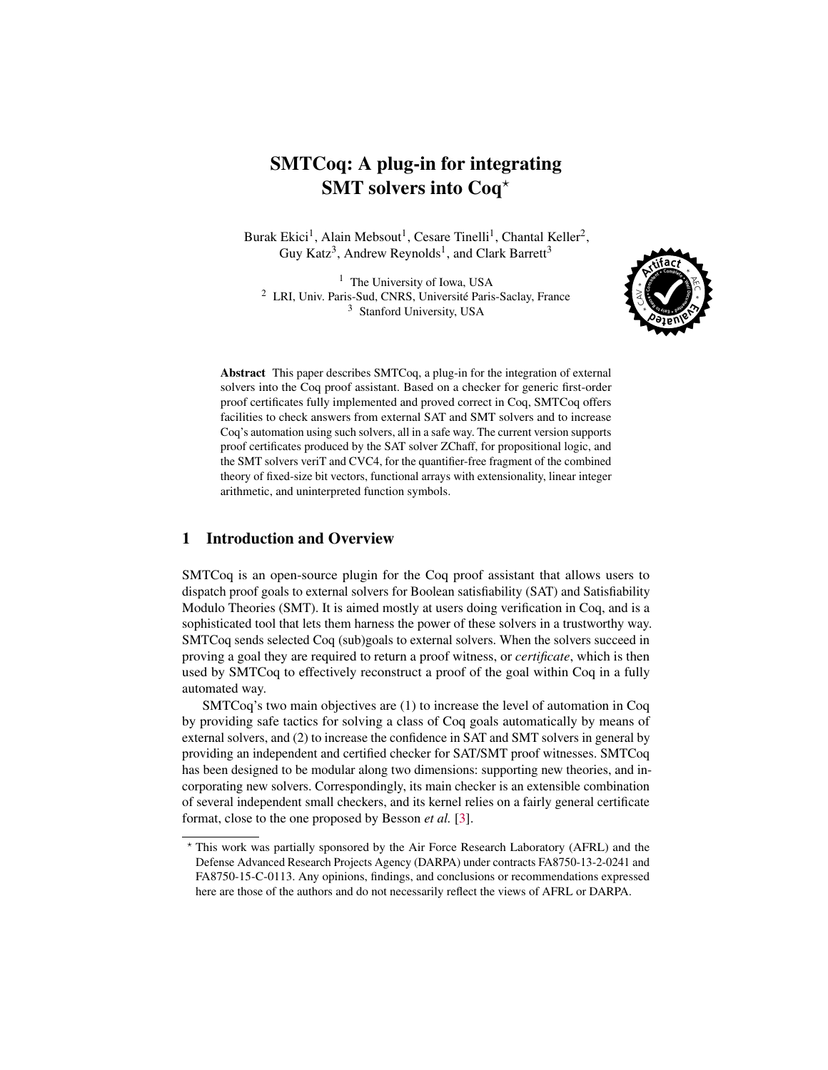# SMTCoq: A plug-in for integrating SMT solvers into Coq*

Burak Ekici[1], Alain Mebsout[1], Cesare Tinelli[1], Chantal Keller[2], Guy Katz[3], Andrew Reynolds[1], and Clark Barrett[3]

[1] The University of Iowa, USA
[2] LRI, Univ. Paris-Sud, CNRS, Université Paris-Saclay, France
[3] Stanford University, USA

**Abstract** This paper describes SMTCoq, a plug-in for the integration of external solvers into the Coq proof assistant. Based on a checker for generic first-order proof certificates fully implemented and proved correct in Coq, SMTCoq offers facilities to check answers from external SAT and SMT solvers and to increase Coq's automation using such solvers, all in a safe way. The current version supports proof certificates produced by the SAT solver ZChaff, for propositional logic, and the SMT solvers veriT and CVC4, for the quantifier-free fragment of the combined theory of fixed-size bit vectors, functional arrays with extensionality, linear integer arithmetic, and uninterpreted function symbols.

## 1 Introduction and Overview

SMTCoq is an open-source plugin for the Coq proof assistant that allows users to dispatch proof goals to external solvers for Boolean satisfiability (SAT) and Satisfiability Modulo Theories (SMT). It is aimed mostly at users doing verification in Coq, and is a sophisticated tool that lets them harness the power of these solvers in a trustworthy way. SMTCoq sends selected Coq (sub)goals to external solvers. When the solvers succeed in proving a goal they are required to return a proof witness, or *certificate*, which is then used by SMTCoq to effectively reconstruct a proof of the goal within Coq in a fully automated way.

SMTCoq's two main objectives are (1) to increase the level of automation in Coq by providing safe tactics for solving a class of Coq goals automatically by means of external solvers, and (2) to increase the confidence in SAT and SMT solvers in general by providing an independent and certified checker for SAT/SMT proof witnesses. SMTCoq has been designed to be modular along two dimensions: supporting new theories, and incorporating new solvers. Correspondingly, its main checker is an extensible combination of several independent small checkers, and its kernel relies on a fairly general certificate format, close to the one proposed by Besson *et al.* [3].

* This work was partially sponsored by the Air Force Research Laboratory (AFRL) and the Defense Advanced Research Projects Agency (DARPA) under contracts FA8750-13-2-0241 and FA8750-15-C-0113. Any opinions, findings, and conclusions or recommendations expressed here are those of the authors and do not necessarily reflect the views of AFRL or DARPA.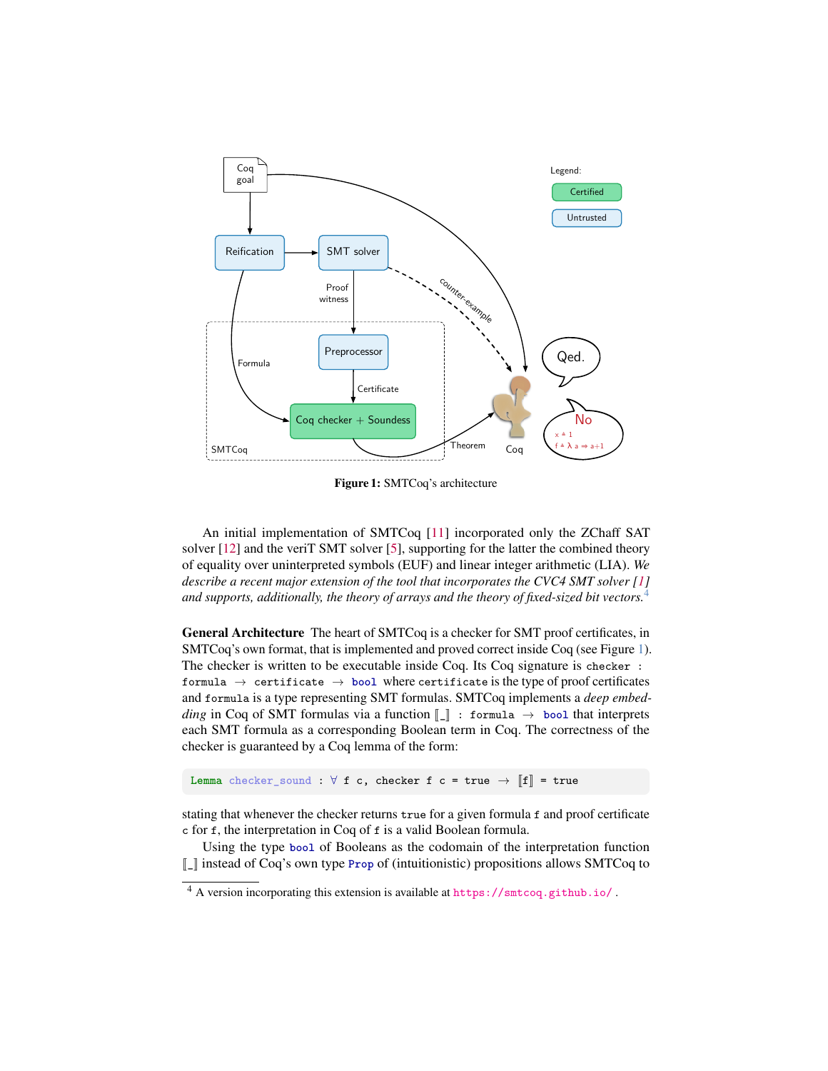**Figure 1:** SMTCoq's architecture

An initial implementation of SMTCoq [11] incorporated only the ZChaff SAT solver [12] and the veriT SMT solver [5], supporting for the latter the combined theory of equality over uninterpreted symbols (EUF) and linear integer arithmetic (LIA). *We describe a recent major extension of the tool that incorporates the CVC4 SMT solver [1] and supports, additionally, the theory of arrays and the theory of fixed-sized bit vectors.*[4]

**General Architecture** The heart of SMTCoq is a checker for SMT proof certificates, in SMTCoq's own format, that is implemented and proved correct inside Coq (see Figure 1). The checker is written to be executable inside Coq. Its Coq signature is `checker : formula → certificate → bool` where `certificate` is the type of proof certificates and `formula` is a type representing SMT formulas. SMTCoq implements a *deep embedding* in Coq of SMT formulas via a function `⟦_⟧ : formula → bool` that interprets each SMT formula as a corresponding Boolean term in Coq. The correctness of the checker is guaranteed by a Coq lemma of the form:

```
Lemma checker_sound : ∀ f c, checker f c = true → ⟦f⟧ = true
```

stating that whenever the checker returns `true` for a given formula `f` and proof certificate `c` for `f`, the interpretation in Coq of `f` is a valid Boolean formula.

Using the type `bool` of Booleans as the codomain of the interpretation function `⟦_⟧` instead of Coq's own type `Prop` of (intuitionistic) propositions allows SMTCoq to

[4] A version incorporating this extension is available at https://smtcoq.github.io/ .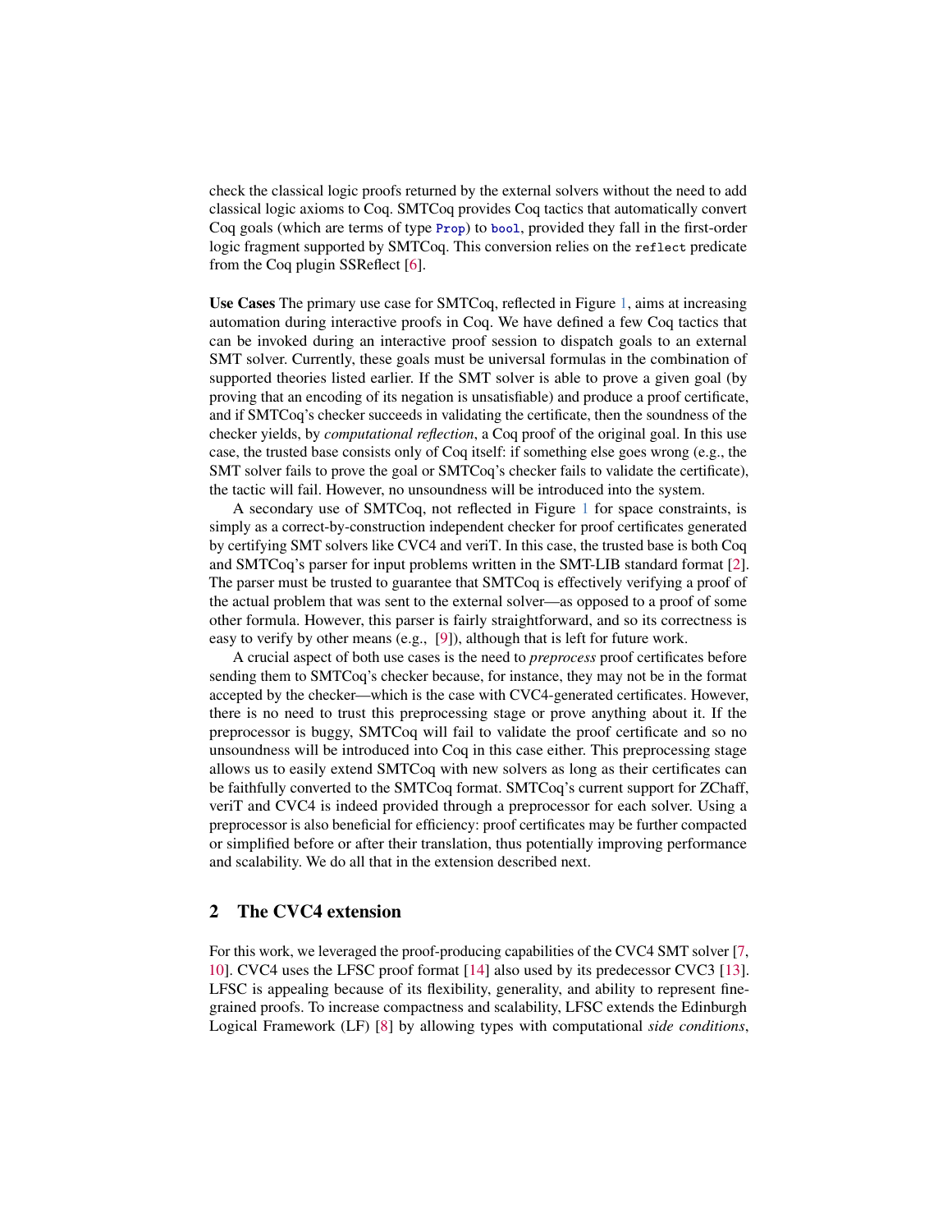check the classical logic proofs returned by the external solvers without the need to add classical logic axioms to Coq. SMTCoq provides Coq tactics that automatically convert Coq goals (which are terms of type `Prop`) to `bool`, provided they fall in the first-order logic fragment supported by SMTCoq. This conversion relies on the `reflect` predicate from the Coq plugin SSReflect [6].

**Use Cases** The primary use case for SMTCoq, reflected in Figure 1, aims at increasing automation during interactive proofs in Coq. We have defined a few Coq tactics that can be invoked during an interactive proof session to dispatch goals to an external SMT solver. Currently, these goals must be universal formulas in the combination of supported theories listed earlier. If the SMT solver is able to prove a given goal (by proving that an encoding of its negation is unsatisfiable) and produce a proof certificate, and if SMTCoq's checker succeeds in validating the certificate, then the soundness of the checker yields, by *computational reflection*, a Coq proof of the original goal. In this use case, the trusted base consists only of Coq itself: if something else goes wrong (e.g., the SMT solver fails to prove the goal or SMTCoq's checker fails to validate the certificate), the tactic will fail. However, no unsoundness will be introduced into the system.

A secondary use of SMTCoq, not reflected in Figure 1 for space constraints, is simply as a correct-by-construction independent checker for proof certificates generated by certifying SMT solvers like CVC4 and veriT. In this case, the trusted base is both Coq and SMTCoq's parser for input problems written in the SMT-LIB standard format [2]. The parser must be trusted to guarantee that SMTCoq is effectively verifying a proof of the actual problem that was sent to the external solver—as opposed to a proof of some other formula. However, this parser is fairly straightforward, and so its correctness is easy to verify by other means (e.g., [9]), although that is left for future work.

A crucial aspect of both use cases is the need to *preprocess* proof certificates before sending them to SMTCoq's checker because, for instance, they may not be in the format accepted by the checker—which is the case with CVC4-generated certificates. However, there is no need to trust this preprocessing stage or prove anything about it. If the preprocessor is buggy, SMTCoq will fail to validate the proof certificate and so no unsoundness will be introduced into Coq in this case either. This preprocessing stage allows us to easily extend SMTCoq with new solvers as long as their certificates can be faithfully converted to the SMTCoq format. SMTCoq's current support for ZChaff, veriT and CVC4 is indeed provided through a preprocessor for each solver. Using a preprocessor is also beneficial for efficiency: proof certificates may be further compacted or simplified before or after their translation, thus potentially improving performance and scalability. We do all that in the extension described next.

## 2 The CVC4 extension

For this work, we leveraged the proof-producing capabilities of the CVC4 SMT solver [7, 10]. CVC4 uses the LFSC proof format [14] also used by its predecessor CVC3 [13]. LFSC is appealing because of its flexibility, generality, and ability to represent fine-grained proofs. To increase compactness and scalability, LFSC extends the Edinburgh Logical Framework (LF) [8] by allowing types with computational *side conditions*,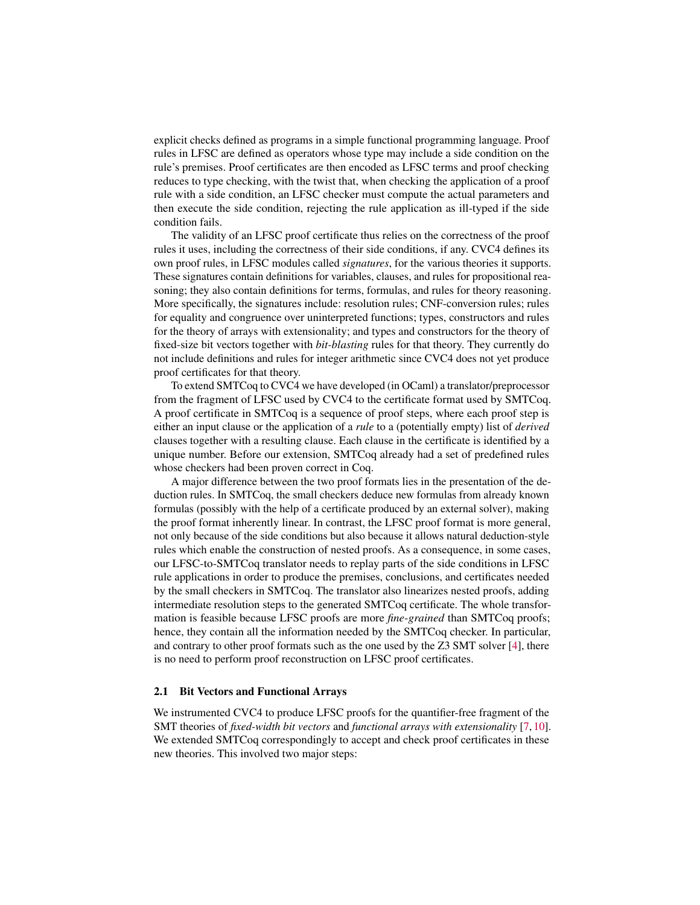explicit checks defined as programs in a simple functional programming language. Proof rules in LFSC are defined as operators whose type may include a side condition on the rule's premises. Proof certificates are then encoded as LFSC terms and proof checking reduces to type checking, with the twist that, when checking the application of a proof rule with a side condition, an LFSC checker must compute the actual parameters and then execute the side condition, rejecting the rule application as ill-typed if the side condition fails.

The validity of an LFSC proof certificate thus relies on the correctness of the proof rules it uses, including the correctness of their side conditions, if any. CVC4 defines its own proof rules, in LFSC modules called *signatures*, for the various theories it supports. These signatures contain definitions for variables, clauses, and rules for propositional reasoning; they also contain definitions for terms, formulas, and rules for theory reasoning. More specifically, the signatures include: resolution rules; CNF-conversion rules; rules for equality and congruence over uninterpreted functions; types, constructors and rules for the theory of arrays with extensionality; and types and constructors for the theory of fixed-size bit vectors together with *bit-blasting* rules for that theory. They currently do not include definitions and rules for integer arithmetic since CVC4 does not yet produce proof certificates for that theory.

To extend SMTCoq to CVC4 we have developed (in OCaml) a translator/preprocessor from the fragment of LFSC used by CVC4 to the certificate format used by SMTCoq. A proof certificate in SMTCoq is a sequence of proof steps, where each proof step is either an input clause or the application of a *rule* to a (potentially empty) list of *derived* clauses together with a resulting clause. Each clause in the certificate is identified by a unique number. Before our extension, SMTCoq already had a set of predefined rules whose checkers had been proven correct in Coq.

A major difference between the two proof formats lies in the presentation of the deduction rules. In SMTCoq, the small checkers deduce new formulas from already known formulas (possibly with the help of a certificate produced by an external solver), making the proof format inherently linear. In contrast, the LFSC proof format is more general, not only because of the side conditions but also because it allows natural deduction-style rules which enable the construction of nested proofs. As a consequence, in some cases, our LFSC-to-SMTCoq translator needs to replay parts of the side conditions in LFSC rule applications in order to produce the premises, conclusions, and certificates needed by the small checkers in SMTCoq. The translator also linearizes nested proofs, adding intermediate resolution steps to the generated SMTCoq certificate. The whole transformation is feasible because LFSC proofs are more *fine-grained* than SMTCoq proofs; hence, they contain all the information needed by the SMTCoq checker. In particular, and contrary to other proof formats such as the one used by the Z3 SMT solver [4], there is no need to perform proof reconstruction on LFSC proof certificates.

### 2.1 Bit Vectors and Functional Arrays

We instrumented CVC4 to produce LFSC proofs for the quantifier-free fragment of the SMT theories of *fixed-width bit vectors* and *functional arrays with extensionality* [7, 10]. We extended SMTCoq correspondingly to accept and check proof certificates in these new theories. This involved two major steps: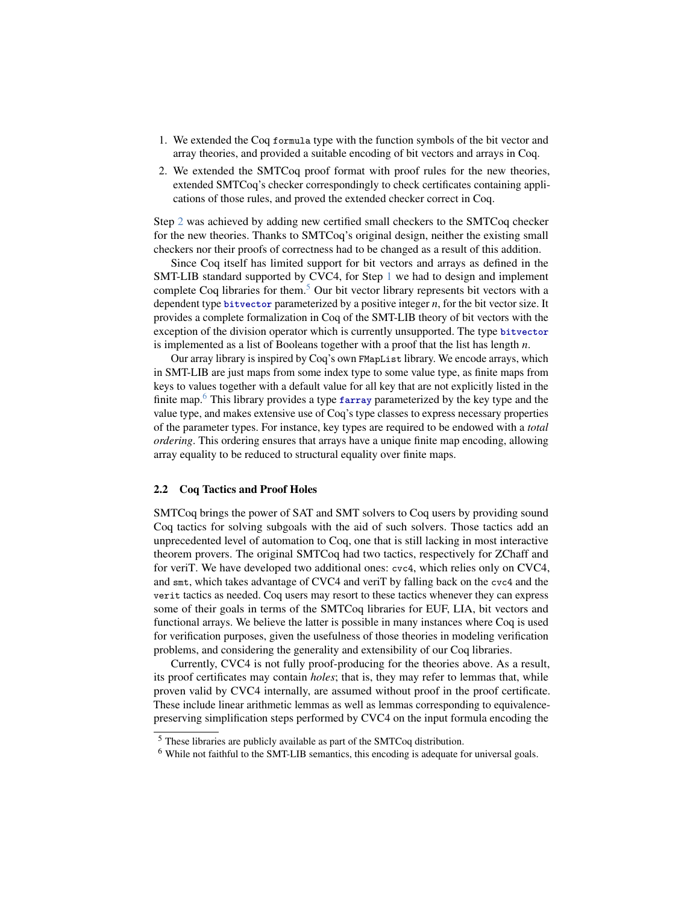1. We extended the Coq `formula` type with the function symbols of the bit vector and array theories, and provided a suitable encoding of bit vectors and arrays in Coq.
2. We extended the SMTCoq proof format with proof rules for the new theories, extended SMTCoq's checker correspondingly to check certificates containing applications of those rules, and proved the extended checker correct in Coq.

Step 2 was achieved by adding new certified small checkers to the SMTCoq checker for the new theories. Thanks to SMTCoq's original design, neither the existing small checkers nor their proofs of correctness had to be changed as a result of this addition.

Since Coq itself has limited support for bit vectors and arrays as defined in the SMT-LIB standard supported by CVC4, for Step 1 we had to design and implement complete Coq libraries for them.[5] Our bit vector library represents bit vectors with a dependent type `bitvector` parameterized by a positive integer $n$, for the bit vector size. It provides a complete formalization in Coq of the SMT-LIB theory of bit vectors with the exception of the division operator which is currently unsupported. The type `bitvector` is implemented as a list of Booleans together with a proof that the list has length $n$.

Our array library is inspired by Coq's own `FMapList` library. We encode arrays, which in SMT-LIB are just maps from some index type to some value type, as finite maps from keys to values together with a default value for all key that are not explicitly listed in the finite map.[6] This library provides a type `farray` parameterized by the key type and the value type, and makes extensive use of Coq's type classes to express necessary properties of the parameter types. For instance, key types are required to be endowed with a *total ordering*. This ordering ensures that arrays have a unique finite map encoding, allowing array equality to be reduced to structural equality over finite maps.

### 2.2 Coq Tactics and Proof Holes

SMTCoq brings the power of SAT and SMT solvers to Coq users by providing sound Coq tactics for solving subgoals with the aid of such solvers. Those tactics add an unprecedented level of automation to Coq, one that is still lacking in most interactive theorem provers. The original SMTCoq had two tactics, respectively for ZChaff and for veriT. We have developed two additional ones: `cvc4`, which relies only on CVC4, and `smt`, which takes advantage of CVC4 and veriT by falling back on the `cvc4` and the `verit` tactics as needed. Coq users may resort to these tactics whenever they can express some of their goals in terms of the SMTCoq libraries for EUF, LIA, bit vectors and functional arrays. We believe the latter is possible in many instances where Coq is used for verification purposes, given the usefulness of those theories in modeling verification problems, and considering the generality and extensibility of our Coq libraries.

Currently, CVC4 is not fully proof-producing for the theories above. As a result, its proof certificates may contain *holes*; that is, they may refer to lemmas that, while proven valid by CVC4 internally, are assumed without proof in the proof certificate. These include linear arithmetic lemmas as well as lemmas corresponding to equivalence-preserving simplification steps performed by CVC4 on the input formula encoding the

[5] These libraries are publicly available as part of the SMTCoq distribution.

[6] While not faithful to the SMT-LIB semantics, this encoding is adequate for universal goals.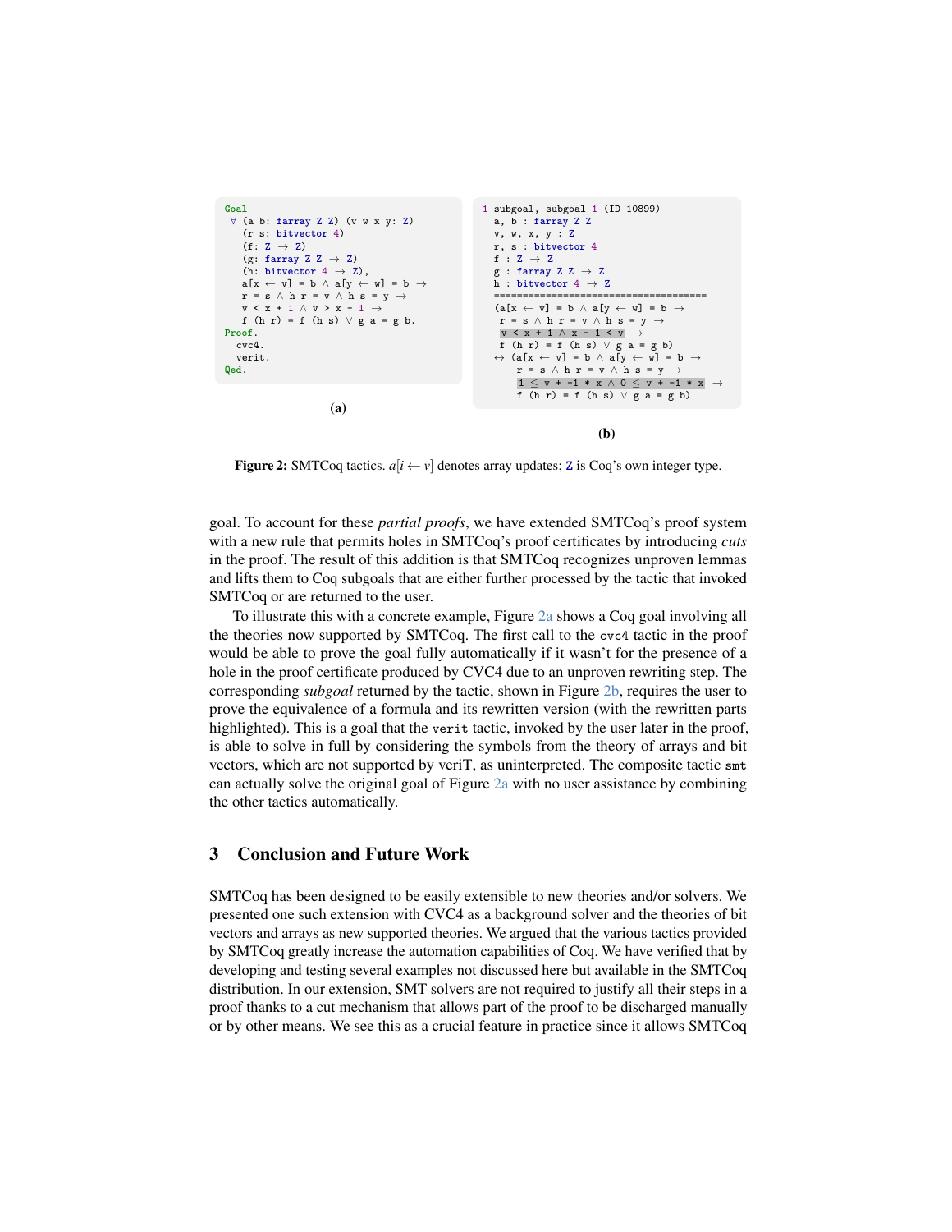```
Goal
 ∀ (a b: farray Z Z) (v w x y: Z)
   (r s: bitvector 4)
   (f: Z → Z)
   (g: farray Z Z → Z)
   (h: bitvector 4 → Z),
   a[x ← v] = b ∧ a[y ← w] = b →
   r = s ∧ h r = v ∧ h s = y →
   v < x + 1 ∧ v > x - 1 →
   f (h r) = f (h s) ∨ g a = g b.
Proof.
  cvc4.
  verit.
Qed.
```

**(a)**

```
1 subgoal, subgoal 1 (ID 10899)
  a, b : farray Z Z
  v, w, x, y : Z
  r, s : bitvector 4
  f : Z → Z
  g : farray Z Z → Z
  h : bitvector 4 → Z
  ====================================
  (a[x ← v] = b ∧ a[y ← w] = b →
   r = s ∧ h r = v ∧ h s = y →
   v < x + 1 ∧ x - 1 < v  →
   f (h r) = f (h s) ∨ g a = g b)
  ↔ (a[x ← v] = b ∧ a[y ← w] = b →
      r = s ∧ h r = v ∧ h s = y →
      1 ≤ v + -1 * x ∧ 0 ≤ v + -1 * x  →
      f (h r) = f (h s) ∨ g a = g b)
```

**(b)**

**Figure 2:** SMTCoq tactics. $a[i \leftarrow v]$ denotes array updates; Z is Coq's own integer type.

goal. To account for these *partial proofs*, we have extended SMTCoq's proof system with a new rule that permits holes in SMTCoq's proof certificates by introducing *cuts* in the proof. The result of this addition is that SMTCoq recognizes unproven lemmas and lifts them to Coq subgoals that are either further processed by the tactic that invoked SMTCoq or are returned to the user.

To illustrate this with a concrete example, Figure 2a shows a Coq goal involving all the theories now supported by SMTCoq. The first call to the `cvc4` tactic in the proof would be able to prove the goal fully automatically if it wasn't for the presence of a hole in the proof certificate produced by CVC4 due to an unproven rewriting step. The corresponding *subgoal* returned by the tactic, shown in Figure 2b, requires the user to prove the equivalence of a formula and its rewritten version (with the rewritten parts highlighted). This is a goal that the `verit` tactic, invoked by the user later in the proof, is able to solve in full by considering the symbols from the theory of arrays and bit vectors, which are not supported by veriT, as uninterpreted. The composite tactic `smt` can actually solve the original goal of Figure 2a with no user assistance by combining the other tactics automatically.

## 3 Conclusion and Future Work

SMTCoq has been designed to be easily extensible to new theories and/or solvers. We presented one such extension with CVC4 as a background solver and the theories of bit vectors and arrays as new supported theories. We argued that the various tactics provided by SMTCoq greatly increase the automation capabilities of Coq. We have verified that by developing and testing several examples not discussed here but available in the SMTCoq distribution. In our extension, SMT solvers are not required to justify all their steps in a proof thanks to a cut mechanism that allows part of the proof to be discharged manually or by other means. We see this as a crucial feature in practice since it allows SMTCoq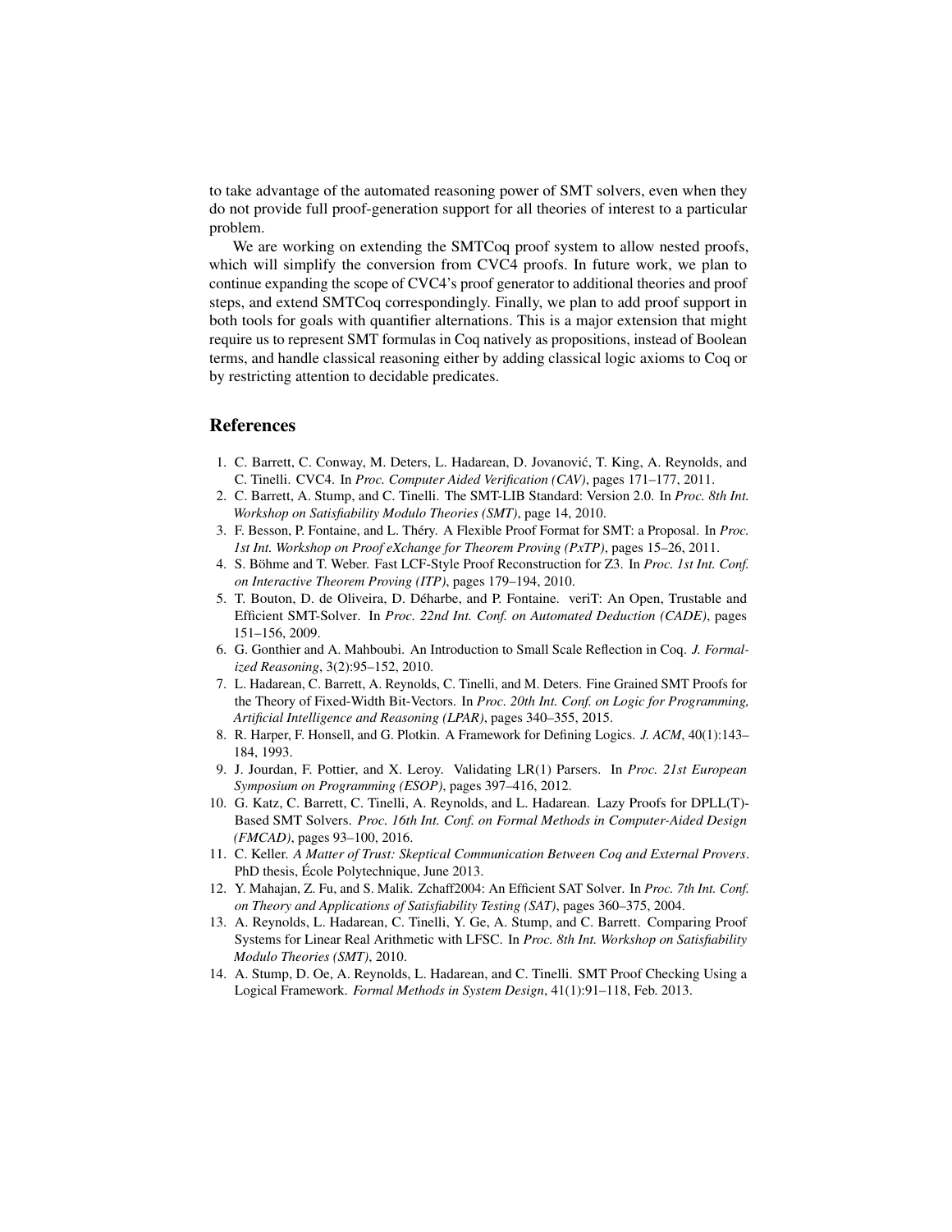to take advantage of the automated reasoning power of SMT solvers, even when they do not provide full proof-generation support for all theories of interest to a particular problem.

We are working on extending the SMTCoq proof system to allow nested proofs, which will simplify the conversion from CVC4 proofs. In future work, we plan to continue expanding the scope of CVC4's proof generator to additional theories and proof steps, and extend SMTCoq correspondingly. Finally, we plan to add proof support in both tools for goals with quantifier alternations. This is a major extension that might require us to represent SMT formulas in Coq natively as propositions, instead of Boolean terms, and handle classical reasoning either by adding classical logic axioms to Coq or by restricting attention to decidable predicates.

## References

1. C. Barrett, C. Conway, M. Deters, L. Hadarean, D. Jovanović, T. King, A. Reynolds, and C. Tinelli. CVC4. In *Proc. Computer Aided Verification (CAV)*, pages 171–177, 2011.
2. C. Barrett, A. Stump, and C. Tinelli. The SMT-LIB Standard: Version 2.0. In *Proc. 8th Int. Workshop on Satisfiability Modulo Theories (SMT)*, page 14, 2010.
3. F. Besson, P. Fontaine, and L. Théry. A Flexible Proof Format for SMT: a Proposal. In *Proc. 1st Int. Workshop on Proof eXchange for Theorem Proving (PxTP)*, pages 15–26, 2011.
4. S. Böhme and T. Weber. Fast LCF-Style Proof Reconstruction for Z3. In *Proc. 1st Int. Conf. on Interactive Theorem Proving (ITP)*, pages 179–194, 2010.
5. T. Bouton, D. de Oliveira, D. Déharbe, and P. Fontaine. veriT: An Open, Trustable and Efficient SMT-Solver. In *Proc. 22nd Int. Conf. on Automated Deduction (CADE)*, pages 151–156, 2009.
6. G. Gonthier and A. Mahboubi. An Introduction to Small Scale Reflection in Coq. *J. Formalized Reasoning*, 3(2):95–152, 2010.
7. L. Hadarean, C. Barrett, A. Reynolds, C. Tinelli, and M. Deters. Fine Grained SMT Proofs for the Theory of Fixed-Width Bit-Vectors. In *Proc. 20th Int. Conf. on Logic for Programming, Artificial Intelligence and Reasoning (LPAR)*, pages 340–355, 2015.
8. R. Harper, F. Honsell, and G. Plotkin. A Framework for Defining Logics. *J. ACM*, 40(1):143–184, 1993.
9. J. Jourdan, F. Pottier, and X. Leroy. Validating LR(1) Parsers. In *Proc. 21st European Symposium on Programming (ESOP)*, pages 397–416, 2012.
10. G. Katz, C. Barrett, C. Tinelli, A. Reynolds, and L. Hadarean. Lazy Proofs for DPLL(T)-Based SMT Solvers. *Proc. 16th Int. Conf. on Formal Methods in Computer-Aided Design (FMCAD)*, pages 93–100, 2016.
11. C. Keller. *A Matter of Trust: Skeptical Communication Between Coq and External Provers*. PhD thesis, École Polytechnique, June 2013.
12. Y. Mahajan, Z. Fu, and S. Malik. Zchaff2004: An Efficient SAT Solver. In *Proc. 7th Int. Conf. on Theory and Applications of Satisfiability Testing (SAT)*, pages 360–375, 2004.
13. A. Reynolds, L. Hadarean, C. Tinelli, Y. Ge, A. Stump, and C. Barrett. Comparing Proof Systems for Linear Real Arithmetic with LFSC. In *Proc. 8th Int. Workshop on Satisfiability Modulo Theories (SMT)*, 2010.
14. A. Stump, D. Oe, A. Reynolds, L. Hadarean, and C. Tinelli. SMT Proof Checking Using a Logical Framework. *Formal Methods in System Design*, 41(1):91–118, Feb. 2013.